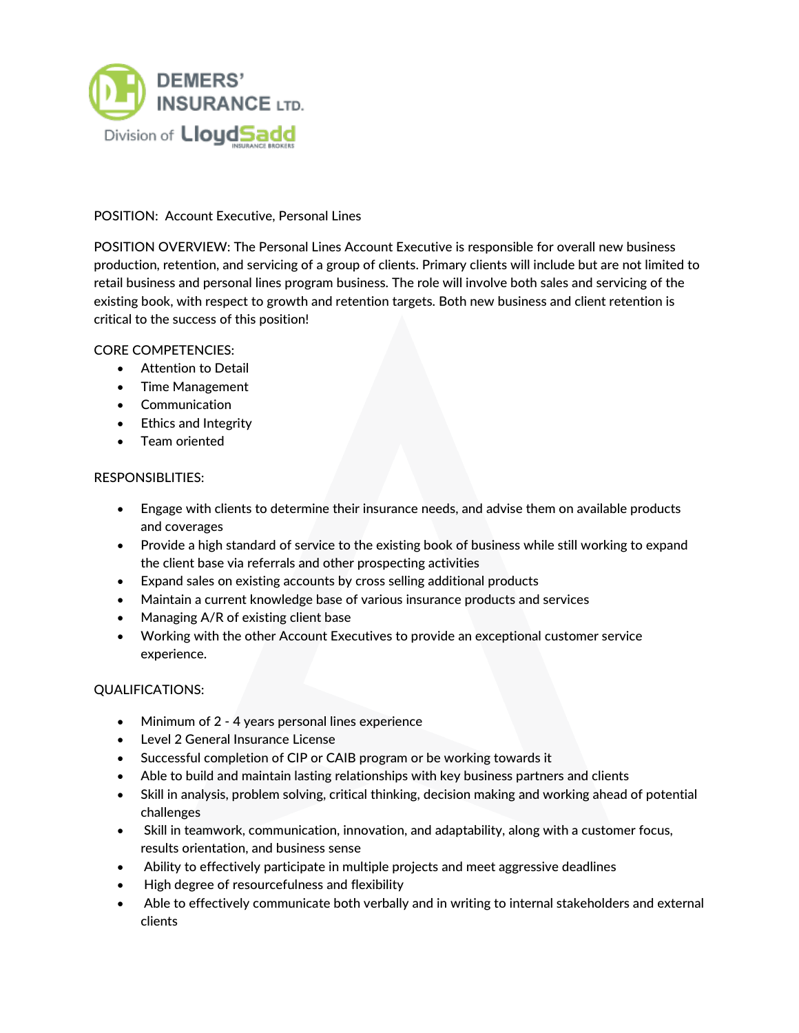DEMERS' INSURANCE LTD.
Division of LloydSadd INSURANCE BROKERS

POSITION: Account Executive, Personal Lines

POSITION OVERVIEW: The Personal Lines Account Executive is responsible for overall new business production, retention, and servicing of a group of clients. Primary clients will include but are not limited to retail business and personal lines program business. The role will involve both sales and servicing of the existing book, with respect to growth and retention targets. Both new business and client retention is critical to the success of this position!

CORE COMPETENCIES:

- Attention to Detail
- Time Management
- Communication
- Ethics and Integrity
- Team oriented

RESPONSIBLITIES:

- Engage with clients to determine their insurance needs, and advise them on available products and coverages
- Provide a high standard of service to the existing book of business while still working to expand the client base via referrals and other prospecting activities
- Expand sales on existing accounts by cross selling additional products
- Maintain a current knowledge base of various insurance products and services
- Managing A/R of existing client base
- Working with the other Account Executives to provide an exceptional customer service experience.

QUALIFICATIONS:

- Minimum of 2 - 4 years personal lines experience
- Level 2 General Insurance License
- Successful completion of CIP or CAIB program or be working towards it
- Able to build and maintain lasting relationships with key business partners and clients
- Skill in analysis, problem solving, critical thinking, decision making and working ahead of potential challenges
- Skill in teamwork, communication, innovation, and adaptability, along with a customer focus, results orientation, and business sense
- Ability to effectively participate in multiple projects and meet aggressive deadlines
- High degree of resourcefulness and flexibility
- Able to effectively communicate both verbally and in writing to internal stakeholders and external clients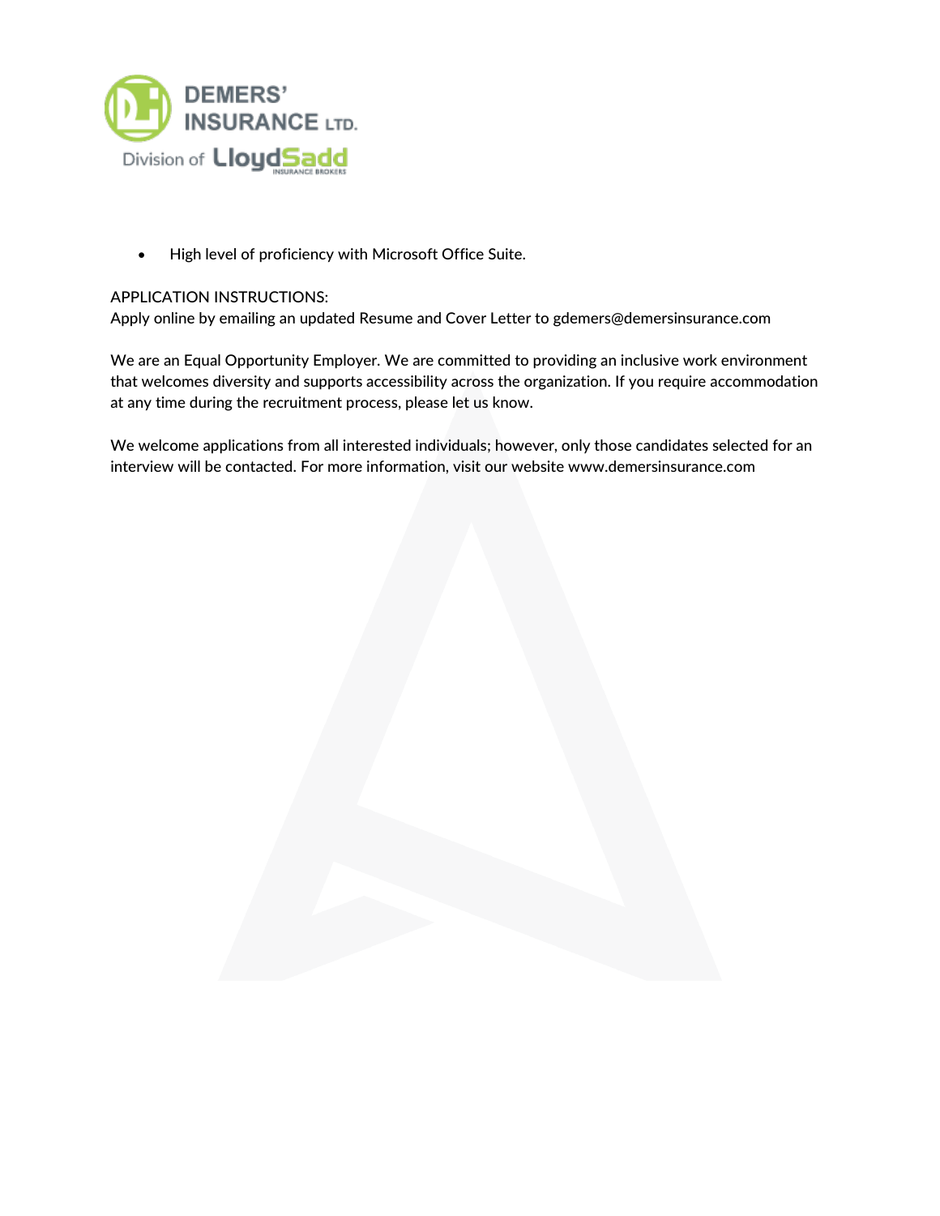- High level of proficiency with Microsoft Office Suite.

APPLICATION INSTRUCTIONS:
Apply online by emailing an updated Resume and Cover Letter to gdemers@demersinsurance.com

We are an Equal Opportunity Employer. We are committed to providing an inclusive work environment that welcomes diversity and supports accessibility across the organization. If you require accommodation at any time during the recruitment process, please let us know.

We welcome applications from all interested individuals; however, only those candidates selected for an interview will be contacted. For more information, visit our website www.demersinsurance.com